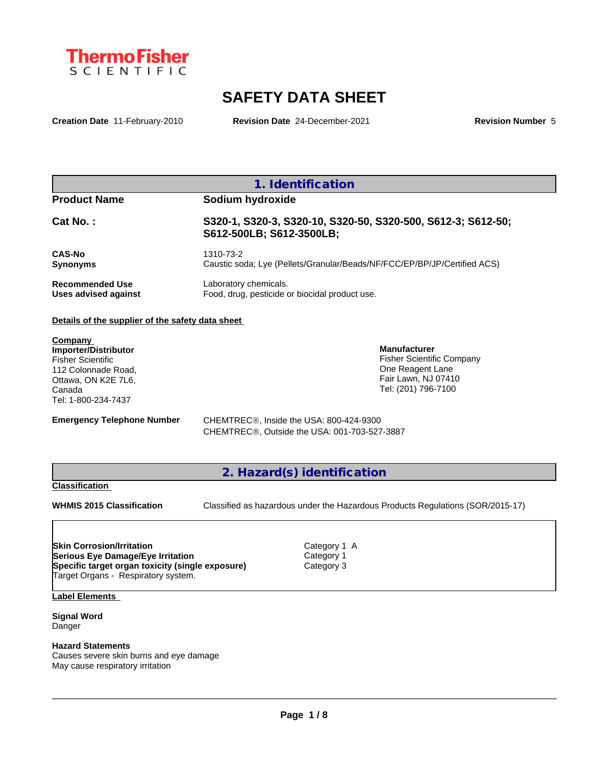ThermoFisher SCIENTIFIC

# SAFETY DATA SHEET

**Creation Date** 11-February-2010 **Revision Date** 24-December-2021 **Revision Number** 5

## 1. Identification

| | |
|---|---|
| **Product Name** | **Sodium hydroxide** |
| **Cat No. :** | **S320-1, S320-3, S320-10, S320-50, S320-500, S612-3; S612-50; S612-500LB; S612-3500LB;** |
| **CAS-No** | 1310-73-2 |
| **Synonyms** | Caustic soda; Lye (Pellets/Granular/Beads/NF/FCC/EP/BP/JP/Certified ACS) |
| **Recommended Use** | Laboratory chemicals. |
| **Uses advised against** | Food, drug, pesticide or biocidal product use. |

**Details of the supplier of the safety data sheet**

**Company**

**Importer/Distributor**
Fisher Scientific
112 Colonnade Road,
Ottawa, ON K2E 7L6,
Canada
Tel: 1-800-234-7437

**Manufacturer**
Fisher Scientific Company
One Reagent Lane
Fair Lawn, NJ 07410
Tel: (201) 796-7100

**Emergency Telephone Number**
CHEMTREC®, Inside the USA: 800-424-9300
CHEMTREC®, Outside the USA: 001-703-527-3887

## 2. Hazard(s) identification

**Classification**

**WHMIS 2015 Classification** Classified as hazardous under the Hazardous Products Regulations (SOR/2015-17)

| | |
|---|---|
| **Skin Corrosion/Irritation** | Category 1 A |
| **Serious Eye Damage/Eye Irritation** | Category 1 |
| **Specific target organ toxicity (single exposure)** | Category 3 |
| Target Organs - Respiratory system. | |

**Label Elements**

**Signal Word**
Danger

**Hazard Statements**
Causes severe skin burns and eye damage
May cause respiratory irritation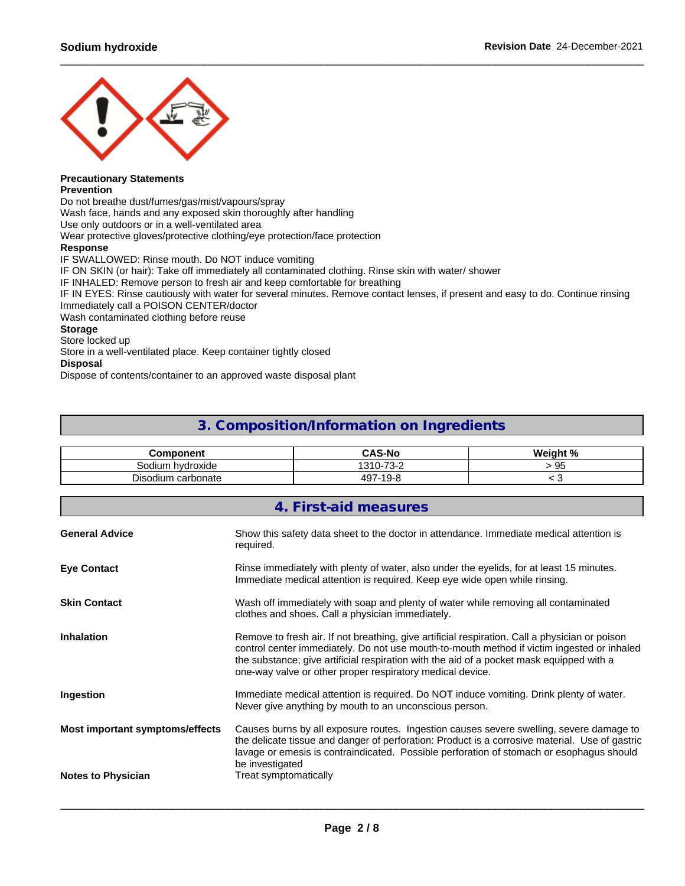**Precautionary Statements**
**Prevention**
Do not breathe dust/fumes/gas/mist/vapours/spray
Wash face, hands and any exposed skin thoroughly after handling
Use only outdoors or in a well-ventilated area
Wear protective gloves/protective clothing/eye protection/face protection
**Response**
IF SWALLOWED: Rinse mouth. Do NOT induce vomiting
IF ON SKIN (or hair): Take off immediately all contaminated clothing. Rinse skin with water/ shower
IF INHALED: Remove person to fresh air and keep comfortable for breathing
IF IN EYES: Rinse cautiously with water for several minutes. Remove contact lenses, if present and easy to do. Continue rinsing
Immediately call a POISON CENTER/doctor
Wash contaminated clothing before reuse
**Storage**
Store locked up
Store in a well-ventilated place. Keep container tightly closed
**Disposal**
Dispose of contents/container to an approved waste disposal plant

## 3. Composition/Information on Ingredients

| Component | CAS-No | Weight % |
|---|---|---|
| Sodium hydroxide | 1310-73-2 | > 95 |
| Disodium carbonate | 497-19-8 | < 3 |

## 4. First-aid measures

**General Advice**
Show this safety data sheet to the doctor in attendance. Immediate medical attention is required.

**Eye Contact**
Rinse immediately with plenty of water, also under the eyelids, for at least 15 minutes. Immediate medical attention is required. Keep eye wide open while rinsing.

**Skin Contact**
Wash off immediately with soap and plenty of water while removing all contaminated clothes and shoes. Call a physician immediately.

**Inhalation**
Remove to fresh air. If not breathing, give artificial respiration. Call a physician or poison control center immediately. Do not use mouth-to-mouth method if victim ingested or inhaled the substance; give artificial respiration with the aid of a pocket mask equipped with a one-way valve or other proper respiratory medical device.

**Ingestion**
Immediate medical attention is required. Do NOT induce vomiting. Drink plenty of water. Never give anything by mouth to an unconscious person.

**Most important symptoms/effects**
Causes burns by all exposure routes. Ingestion causes severe swelling, severe damage to the delicate tissue and danger of perforation: Product is a corrosive material. Use of gastric lavage or emesis is contraindicated. Possible perforation of stomach or esophagus should be investigated

**Notes to Physician**
Treat symptomatically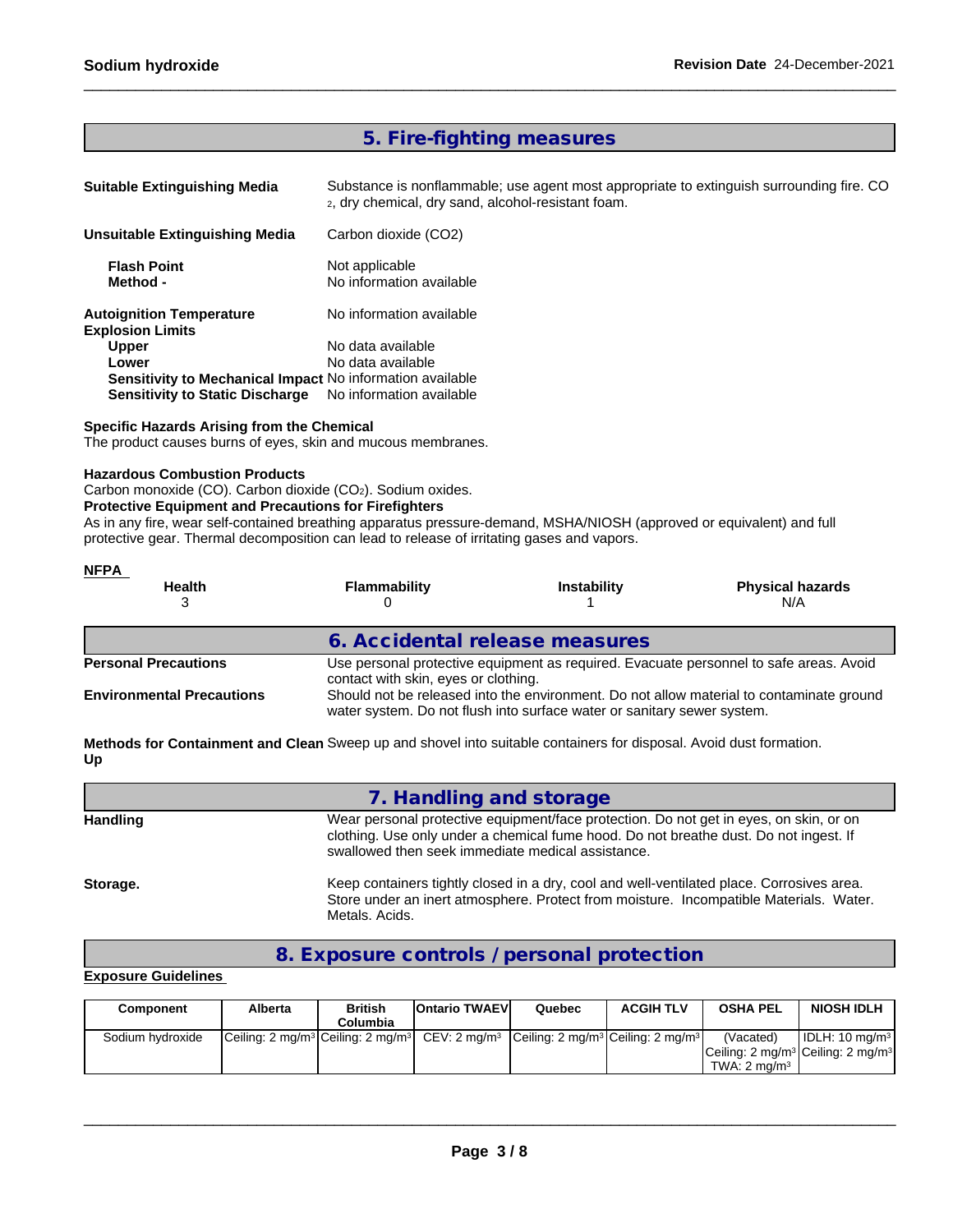## 5. Fire-fighting measures

**Suitable Extinguishing Media** Substance is nonflammable; use agent most appropriate to extinguish surrounding fire. $CO_2$, dry chemical, dry sand, alcohol-resistant foam.

**Unsuitable Extinguishing Media** Carbon dioxide (CO2)

**Flash Point** Not applicable
**Method -** No information available

**Autoignition Temperature** No information available
**Explosion Limits**
**Upper** No data available
**Lower** No data available
**Sensitivity to Mechanical Impact** No information available
**Sensitivity to Static Discharge** No information available

**Specific Hazards Arising from the Chemical**
The product causes burns of eyes, skin and mucous membranes.

**Hazardous Combustion Products**
Carbon monoxide (CO). Carbon dioxide ($CO_2$). Sodium oxides.
**Protective Equipment and Precautions for Firefighters**
As in any fire, wear self-contained breathing apparatus pressure-demand, MSHA/NIOSH (approved or equivalent) and full protective gear. Thermal decomposition can lead to release of irritating gases and vapors.

**NFPA**

| Health | Flammability | Instability | Physical hazards |
|---|---|---|---|
| 3 | 0 | 1 | N/A |

## 6. Accidental release measures

**Personal Precautions** Use personal protective equipment as required. Evacuate personnel to safe areas. Avoid contact with skin, eyes or clothing.

**Environmental Precautions** Should not be released into the environment. Do not allow material to contaminate ground water system. Do not flush into surface water or sanitary sewer system.

**Methods for Containment and Clean Up** Sweep up and shovel into suitable containers for disposal. Avoid dust formation.

## 7. Handling and storage

**Handling** Wear personal protective equipment/face protection. Do not get in eyes, on skin, or on clothing. Use only under a chemical fume hood. Do not breathe dust. Do not ingest. If swallowed then seek immediate medical assistance.

**Storage.** Keep containers tightly closed in a dry, cool and well-ventilated place. Corrosives area. Store under an inert atmosphere. Protect from moisture. Incompatible Materials. Water. Metals. Acids.

## 8. Exposure controls / personal protection

**Exposure Guidelines**

| Component | Alberta | British Columbia | Ontario TWAEV | Quebec | ACGIH TLV | OSHA PEL | NIOSH IDLH |
|---|---|---|---|---|---|---|---|
| Sodium hydroxide | Ceiling: 2 mg/m³ | Ceiling: 2 mg/m³ | CEV: 2 mg/m³ | Ceiling: 2 mg/m³ | Ceiling: 2 mg/m³ | (Vacated) Ceiling: 2 mg/m³ TWA: 2 mg/m³ | IDLH: 10 mg/m³ Ceiling: 2 mg/m³ |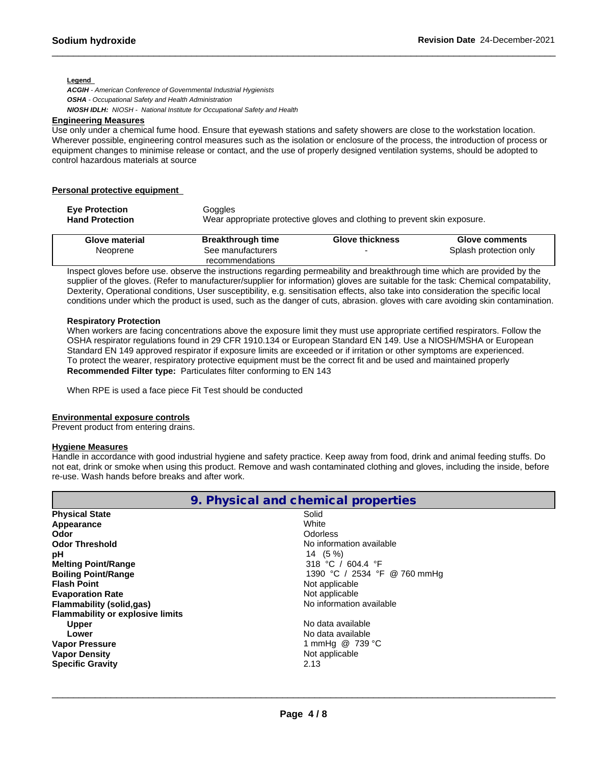**Legend**

***ACGIH*** *- American Conference of Governmental Industrial Hygienists*
***OSHA*** *- Occupational Safety and Health Administration*
***NIOSH IDLH:*** *NIOSH - National Institute for Occupational Safety and Health*

**Engineering Measures**

Use only under a chemical fume hood. Ensure that eyewash stations and safety showers are close to the workstation location. Wherever possible, engineering control measures such as the isolation or enclosure of the process, the introduction of process or equipment changes to minimise release or contact, and the use of properly designed ventilation systems, should be adopted to control hazardous materials at source

**Personal protective equipment**

**Eye Protection** Goggles
**Hand Protection** Wear appropriate protective gloves and clothing to prevent skin exposure.

| Glove material | Breakthrough time | Glove thickness | Glove comments |
|---|---|---|---|
| Neoprene | See manufacturers recommendations | - | Splash protection only |

Inspect gloves before use. observe the instructions regarding permeability and breakthrough time which are provided by the supplier of the gloves. (Refer to manufacturer/supplier for information) gloves are suitable for the task: Chemical compatability, Dexterity, Operational conditions, User susceptibility, e.g. sensitisation effects, also take into consideration the specific local conditions under which the product is used, such as the danger of cuts, abrasion. gloves with care avoiding skin contamination.

**Respiratory Protection**

When workers are facing concentrations above the exposure limit they must use appropriate certified respirators. Follow the OSHA respirator regulations found in 29 CFR 1910.134 or European Standard EN 149. Use a NIOSH/MSHA or European Standard EN 149 approved respirator if exposure limits are exceeded or if irritation or other symptoms are experienced. To protect the wearer, respiratory protective equipment must be the correct fit and be used and maintained properly
**Recommended Filter type:** Particulates filter conforming to EN 143

When RPE is used a face piece Fit Test should be conducted

**Environmental exposure controls**

Prevent product from entering drains.

**Hygiene Measures**

Handle in accordance with good industrial hygiene and safety practice. Keep away from food, drink and animal feeding stuffs. Do not eat, drink or smoke when using this product. Remove and wash contaminated clothing and gloves, including the inside, before re-use. Wash hands before breaks and after work.

## 9. Physical and chemical properties

| | |
|---|---|
| **Physical State** | Solid |
| **Appearance** | White |
| **Odor** | Odorless |
| **Odor Threshold** | No information available |
| **pH** | 14 (5 %) |
| **Melting Point/Range** | 318 °C / 604.4 °F |
| **Boiling Point/Range** | 1390 °C / 2534 °F @ 760 mmHg |
| **Flash Point** | Not applicable |
| **Evaporation Rate** | Not applicable |
| **Flammability (solid,gas)** | No information available |
| **Flammability or explosive limits** | |
| **Upper** | No data available |
| **Lower** | No data available |
| **Vapor Pressure** | 1 mmHg @ 739 °C |
| **Vapor Density** | Not applicable |
| **Specific Gravity** | 2.13 |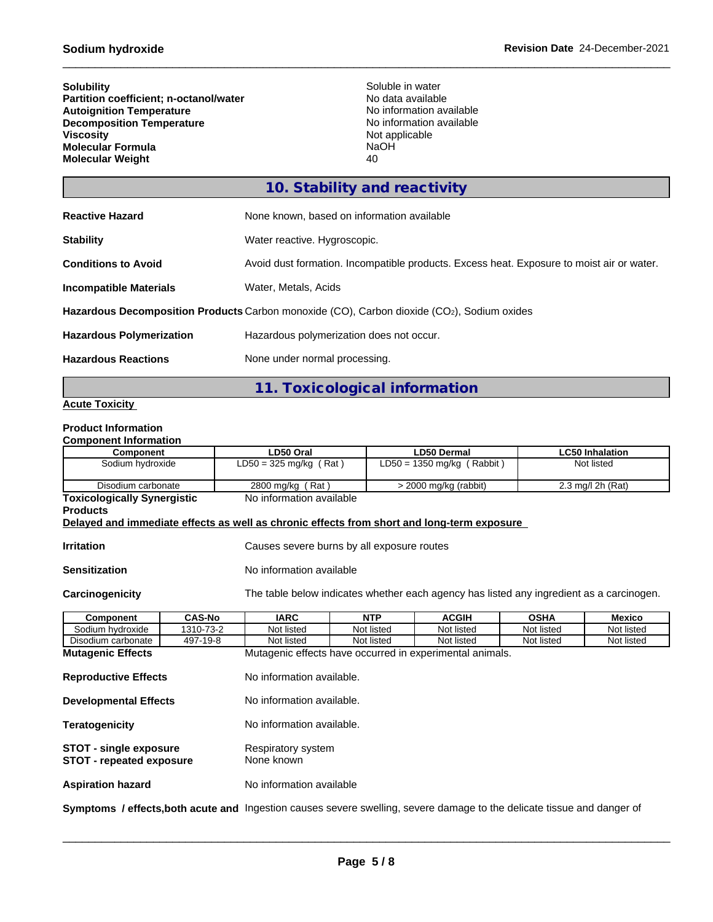**Solubility** Soluble in water
**Partition coefficient; n-octanol/water** No data available
**Autoignition Temperature** No information available
**Decomposition Temperature** No information available
**Viscosity** Not applicable
**Molecular Formula** NaOH
**Molecular Weight** 40

## 10. Stability and reactivity

**Reactive Hazard** None known, based on information available

**Stability** Water reactive. Hygroscopic.

**Conditions to Avoid** Avoid dust formation. Incompatible products. Excess heat. Exposure to moist air or water.

**Incompatible Materials** Water, Metals, Acids

**Hazardous Decomposition Products** Carbon monoxide (CO), Carbon dioxide ($CO_2$), Sodium oxides

**Hazardous Polymerization** Hazardous polymerization does not occur.

**Hazardous Reactions** None under normal processing.

## 11. Toxicological information

**Acute Toxicity**

**Product Information**
**Component Information**

| Component | LD50 Oral | LD50 Dermal | LC50 Inhalation |
|---|---|---|---|
| Sodium hydroxide | LD50 = 325 mg/kg ( Rat ) | LD50 = 1350 mg/kg ( Rabbit ) | Not listed |
| Disodium carbonate | 2800 mg/kg ( Rat ) | > 2000 mg/kg (rabbit) | 2.3 mg/l 2h (Rat) |

**Toxicologically Synergistic Products** No information available

**Delayed and immediate effects as well as chronic effects from short and long-term exposure**

**Irritation** Causes severe burns by all exposure routes

**Sensitization** No information available

**Carcinogenicity** The table below indicates whether each agency has listed any ingredient as a carcinogen.

| Component | CAS-No | IARC | NTP | ACGIH | OSHA | Mexico |
|---|---|---|---|---|---|---|
| Sodium hydroxide | 1310-73-2 | Not listed | Not listed | Not listed | Not listed | Not listed |
| Disodium carbonate | 497-19-8 | Not listed | Not listed | Not listed | Not listed | Not listed |

**Mutagenic Effects** Mutagenic effects have occurred in experimental animals.

**Reproductive Effects** No information available.

**Developmental Effects** No information available.

**Teratogenicity** No information available.

**STOT - single exposure** Respiratory system
**STOT - repeated exposure** None known

**Aspiration hazard** No information available

**Symptoms / effects,both acute and** Ingestion causes severe swelling, severe damage to the delicate tissue and danger of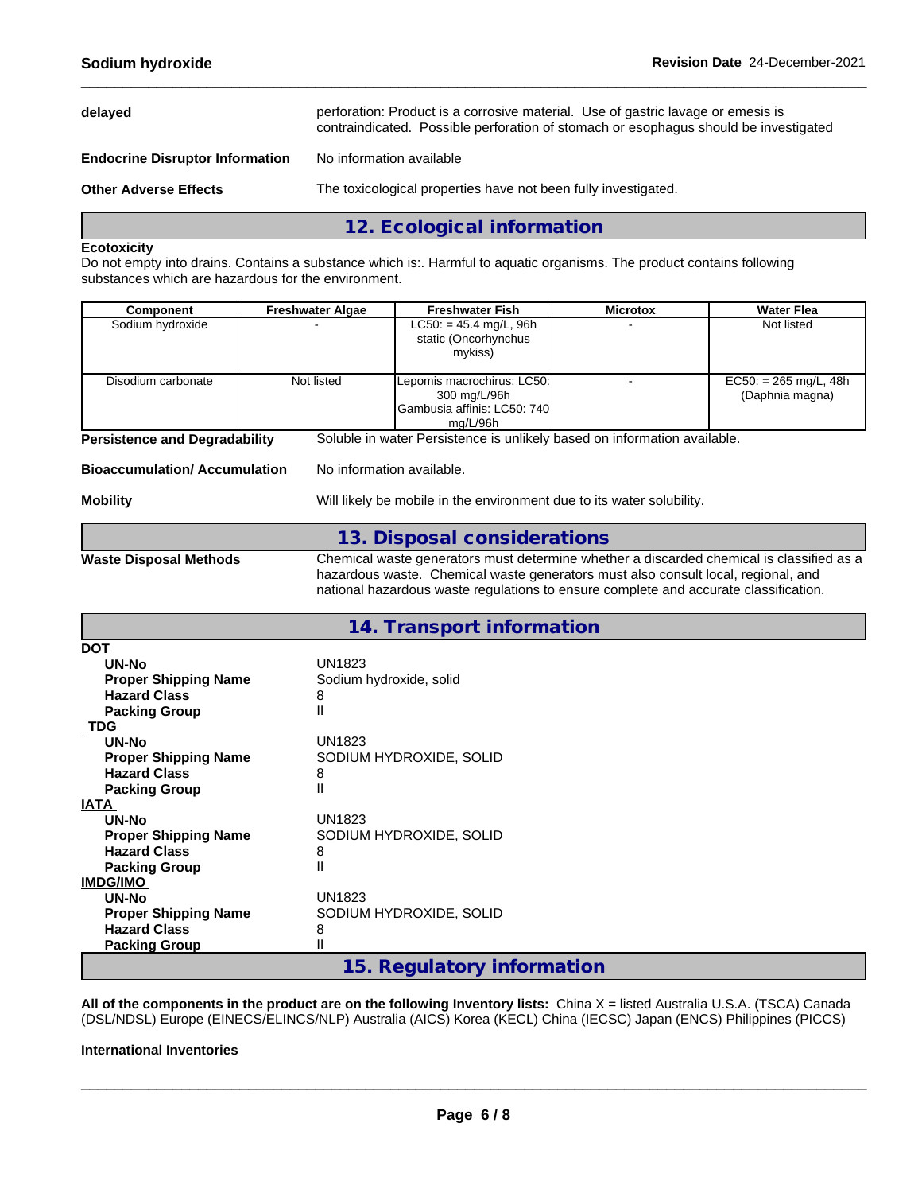**delayed** perforation: Product is a corrosive material. Use of gastric lavage or emesis is contraindicated. Possible perforation of stomach or esophagus should be investigated

**Endocrine Disruptor Information** No information available

**Other Adverse Effects** The toxicological properties have not been fully investigated.

## 12. Ecological information

**Ecotoxicity**

Do not empty into drains. Contains a substance which is:. Harmful to aquatic organisms. The product contains following substances which are hazardous for the environment.

| Component | Freshwater Algae | Freshwater Fish | Microtox | Water Flea |
|---|---|---|---|---|
| Sodium hydroxide | - | LC50: = 45.4 mg/L, 96h static (Oncorhynchus mykiss) | - | Not listed |
| Disodium carbonate | Not listed | Lepomis macrochirus: LC50: 300 mg/L/96h Gambusia affinis: LC50: 740 mg/L/96h | - | EC50: = 265 mg/L, 48h (Daphnia magna) |

**Persistence and Degradability** Soluble in water Persistence is unlikely based on information available.

**Bioaccumulation/ Accumulation** No information available.

**Mobility** Will likely be mobile in the environment due to its water solubility.

## 13. Disposal considerations

**Waste Disposal Methods** Chemical waste generators must determine whether a discarded chemical is classified as a hazardous waste. Chemical waste generators must also consult local, regional, and national hazardous waste regulations to ensure complete and accurate classification.

## 14. Transport information

**DOT**

| | |
|---|---|
| **UN-No** | UN1823 |
| **Proper Shipping Name** | Sodium hydroxide, solid |
| **Hazard Class** | 8 |
| **Packing Group** | II |

**TDG**

| | |
|---|---|
| **UN-No** | UN1823 |
| **Proper Shipping Name** | SODIUM HYDROXIDE, SOLID |
| **Hazard Class** | 8 |
| **Packing Group** | II |

**IATA**

| | |
|---|---|
| **UN-No** | UN1823 |
| **Proper Shipping Name** | SODIUM HYDROXIDE, SOLID |
| **Hazard Class** | 8 |
| **Packing Group** | II |

**IMDG/IMO**

| | |
|---|---|
| **UN-No** | UN1823 |
| **Proper Shipping Name** | SODIUM HYDROXIDE, SOLID |
| **Hazard Class** | 8 |
| **Packing Group** | II |

## 15. Regulatory information

**All of the components in the product are on the following Inventory lists:** China X = listed Australia U.S.A. (TSCA) Canada (DSL/NDSL) Europe (EINECS/ELINCS/NLP) Australia (AICS) Korea (KECL) China (IECSC) Japan (ENCS) Philippines (PICCS)

**International Inventories**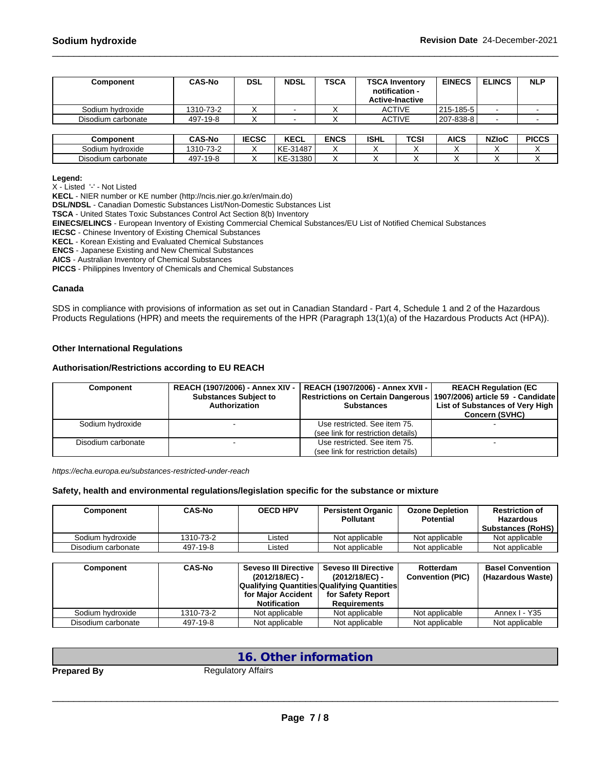| Component | CAS-No | DSL | NDSL | TSCA | TSCA Inventory notification - Active-Inactive | EINECS | ELINCS | NLP |
|---|---|---|---|---|---|---|---|---|
| Sodium hydroxide | 1310-73-2 | X | - | X | ACTIVE | 215-185-5 | - | - |
| Disodium carbonate | 497-19-8 | X | - | X | ACTIVE | 207-838-8 | - | - |

| Component | CAS-No | IECSC | KECL | ENCS | ISHL | TCSI | AICS | NZIoC | PICCS |
|---|---|---|---|---|---|---|---|---|---|
| Sodium hydroxide | 1310-73-2 | X | KE-31487 | X | X | X | X | X | X |
| Disodium carbonate | 497-19-8 | X | KE-31380 | X | X | X | X | X | X |

**Legend:**

X - Listed '-' - Not Listed

**KECL** - NIER number or KE number (http://ncis.nier.go.kr/en/main.do)

**DSL/NDSL** - Canadian Domestic Substances List/Non-Domestic Substances List

**TSCA** - United States Toxic Substances Control Act Section 8(b) Inventory

**EINECS/ELINCS** - European Inventory of Existing Commercial Chemical Substances/EU List of Notified Chemical Substances

**IECSC** - Chinese Inventory of Existing Chemical Substances

**KECL** - Korean Existing and Evaluated Chemical Substances

**ENCS** - Japanese Existing and New Chemical Substances

**AICS** - Australian Inventory of Chemical Substances

**PICCS** - Philippines Inventory of Chemicals and Chemical Substances

### Canada

SDS in compliance with provisions of information as set out in Canadian Standard - Part 4, Schedule 1 and 2 of the Hazardous Products Regulations (HPR) and meets the requirements of the HPR (Paragraph 13(1)(a) of the Hazardous Products Act (HPA)).

### Other International Regulations

### Authorisation/Restrictions according to EU REACH

| Component | REACH (1907/2006) - Annex XIV - Substances Subject to Authorization | REACH (1907/2006) - Annex XVII - Restrictions on Certain Dangerous Substances | REACH Regulation (EC 1907/2006) article 59 - Candidate List of Substances of Very High Concern (SVHC) |
|---|---|---|---|
| Sodium hydroxide | - | Use restricted. See item 75. (see link for restriction details) | - |
| Disodium carbonate | - | Use restricted. See item 75. (see link for restriction details) | - |

*https://echa.europa.eu/substances-restricted-under-reach*

### Safety, health and environmental regulations/legislation specific for the substance or mixture

| Component | CAS-No | OECD HPV | Persistent Organic Pollutant | Ozone Depletion Potential | Restriction of Hazardous Substances (RoHS) |
|---|---|---|---|---|---|
| Sodium hydroxide | 1310-73-2 | Listed | Not applicable | Not applicable | Not applicable |
| Disodium carbonate | 497-19-8 | Listed | Not applicable | Not applicable | Not applicable |

| Component | CAS-No | Seveso III Directive (2012/18/EC) - Qualifying Quantities for Major Accident Notification | Seveso III Directive (2012/18/EC) - Qualifying Quantities for Safety Report Requirements | Rotterdam Convention (PIC) | Basel Convention (Hazardous Waste) |
|---|---|---|---|---|---|
| Sodium hydroxide | 1310-73-2 | Not applicable | Not applicable | Not applicable | Annex I - Y35 |
| Disodium carbonate | 497-19-8 | Not applicable | Not applicable | Not applicable | Not applicable |

## 16. Other information

**Prepared By** Regulatory Affairs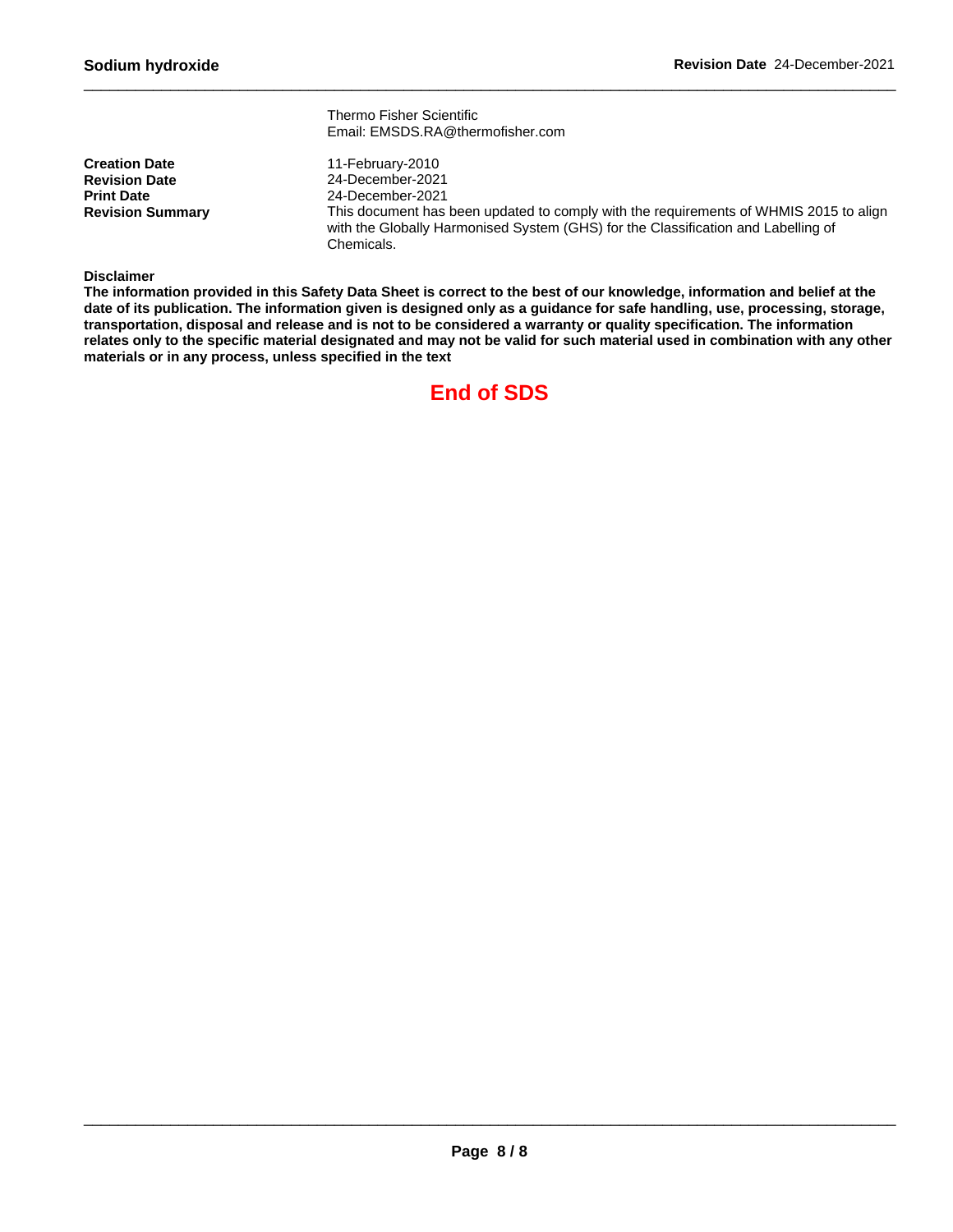Thermo Fisher Scientific
Email: EMSDS.RA@thermofisher.com

| | |
|---|---|
| **Creation Date** | 11-February-2010 |
| **Revision Date** | 24-December-2021 |
| **Print Date** | 24-December-2021 |
| **Revision Summary** | This document has been updated to comply with the requirements of WHMIS 2015 to align with the Globally Harmonised System (GHS) for the Classification and Labelling of Chemicals. |

**Disclaimer**

**The information provided in this Safety Data Sheet is correct to the best of our knowledge, information and belief at the date of its publication. The information given is designed only as a guidance for safe handling, use, processing, storage, transportation, disposal and release and is not to be considered a warranty or quality specification. The information relates only to the specific material designated and may not be valid for such material used in combination with any other materials or in any process, unless specified in the text**

**End of SDS**